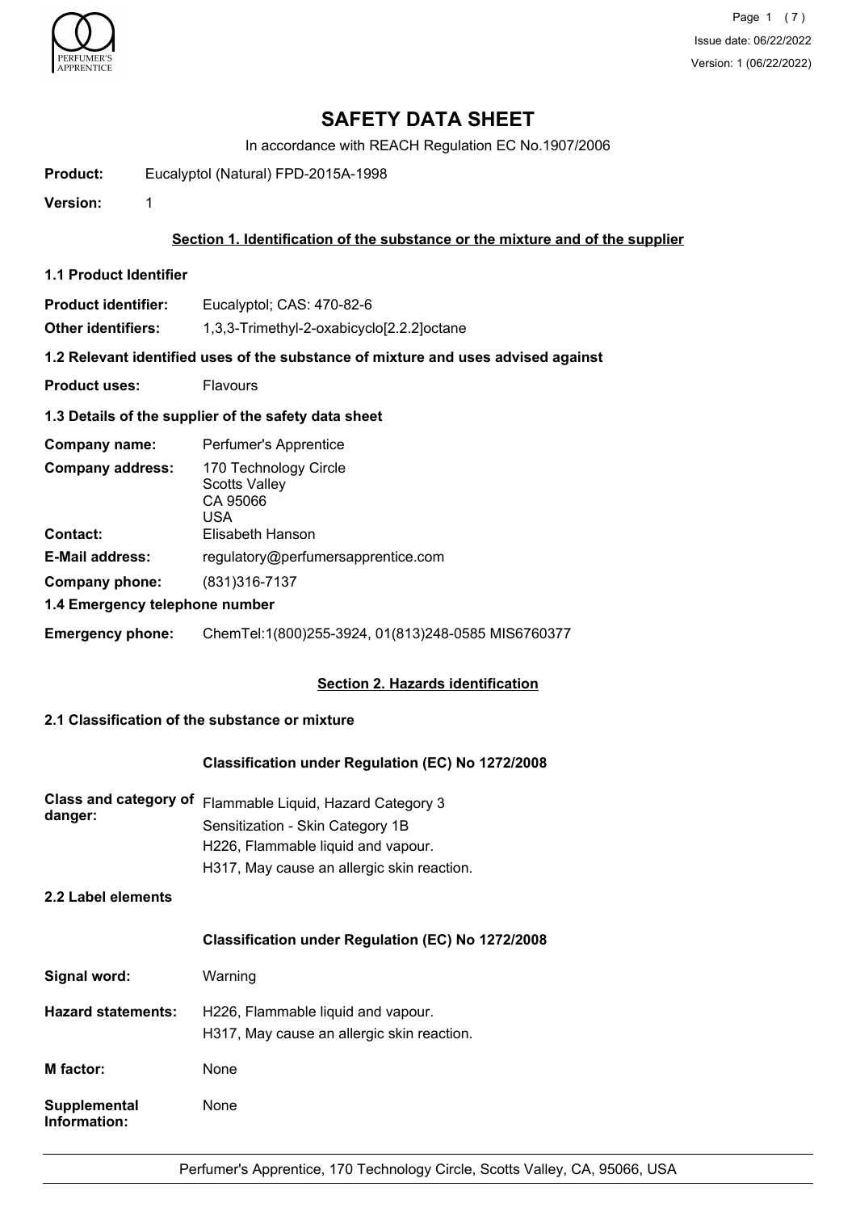# SAFETY DATA SHEET

In accordance with REACH Regulation EC No.1907/2006

**Product:** Eucalyptol (Natural) FPD-2015A-1998

**Version:** 1

## Section 1. Identification of the substance or the mixture and of the supplier

### 1.1 Product Identifier

**Product identifier:** Eucalyptol; CAS: 470-82-6

**Other identifiers:** 1,3,3-Trimethyl-2-oxabicyclo[2.2.2]octane

### 1.2 Relevant identified uses of the substance of mixture and uses advised against

**Product uses:** Flavours

### 1.3 Details of the supplier of the safety data sheet

**Company name:** Perfumer's Apprentice

**Company address:** 170 Technology Circle
Scotts Valley
CA 95066
USA

**Contact:** Elisabeth Hanson

**E-Mail address:** regulatory@perfumersapprentice.com

**Company phone:** (831)316-7137

### 1.4 Emergency telephone number

**Emergency phone:** ChemTel:1(800)255-3924, 01(813)248-0585 MIS6760377

## Section 2. Hazards identification

### 2.1 Classification of the substance or mixture

**Classification under Regulation (EC) No 1272/2008**

**Class and category of danger:** Flammable Liquid, Hazard Category 3
Sensitization - Skin Category 1B
H226, Flammable liquid and vapour.
H317, May cause an allergic skin reaction.

### 2.2 Label elements

**Classification under Regulation (EC) No 1272/2008**

**Signal word:** Warning

**Hazard statements:** H226, Flammable liquid and vapour.
H317, May cause an allergic skin reaction.

**M factor:** None

**Supplemental Information:** None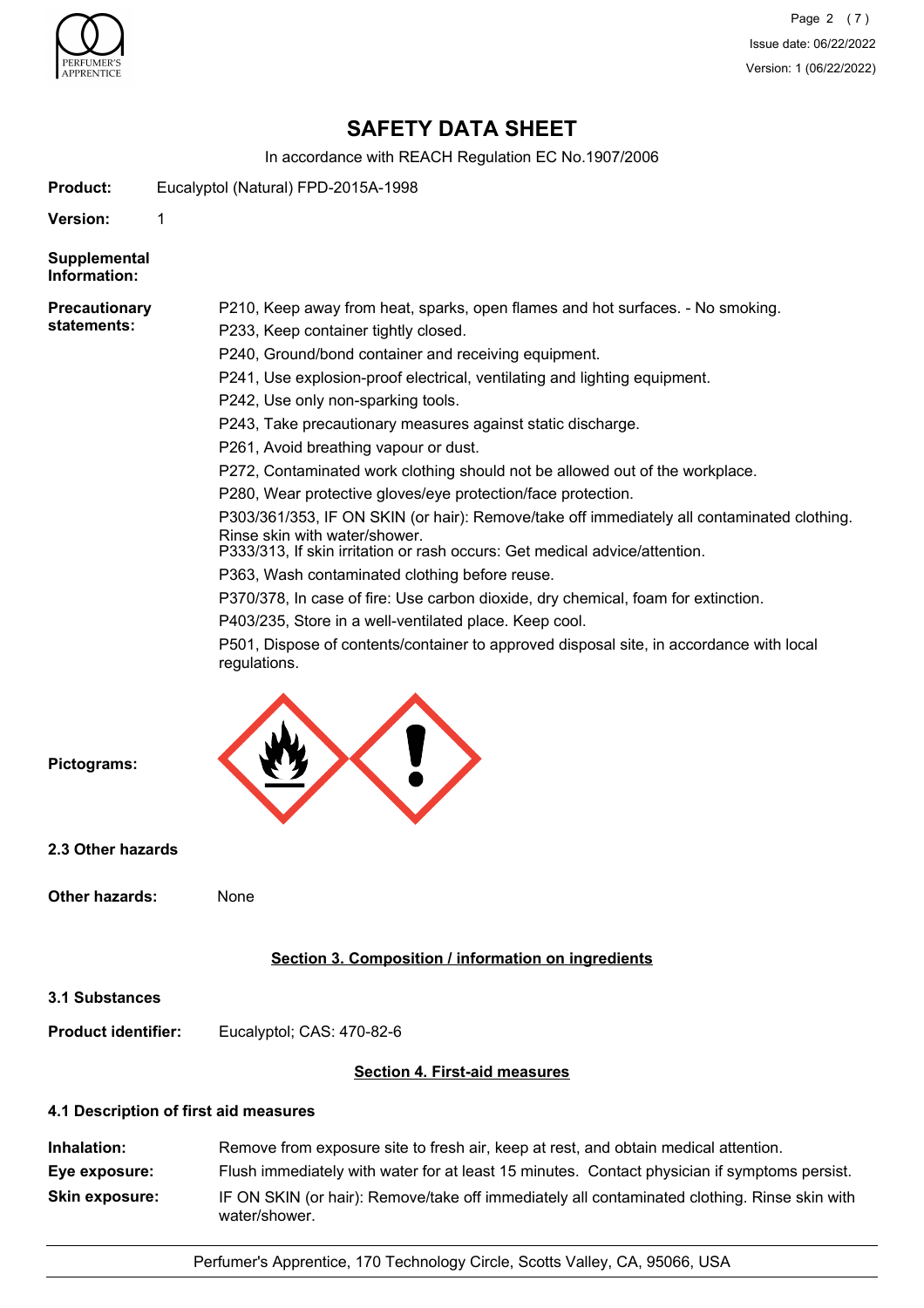# SAFETY DATA SHEET

In accordance with REACH Regulation EC No.1907/2006

**Product:** Eucalyptol (Natural) FPD-2015A-1998

**Version:** 1

**Supplemental Information:**

**Precautionary statements:**

P210, Keep away from heat, sparks, open flames and hot surfaces. - No smoking.

P233, Keep container tightly closed.

P240, Ground/bond container and receiving equipment.

P241, Use explosion-proof electrical, ventilating and lighting equipment.

P242, Use only non-sparking tools.

P243, Take precautionary measures against static discharge.

P261, Avoid breathing vapour or dust.

P272, Contaminated work clothing should not be allowed out of the workplace.

P280, Wear protective gloves/eye protection/face protection.

P303/361/353, IF ON SKIN (or hair): Remove/take off immediately all contaminated clothing. Rinse skin with water/shower.
P333/313, If skin irritation or rash occurs: Get medical advice/attention.

P363, Wash contaminated clothing before reuse.

P370/378, In case of fire: Use carbon dioxide, dry chemical, foam for extinction.

P403/235, Store in a well-ventilated place. Keep cool.

P501, Dispose of contents/container to approved disposal site, in accordance with local regulations.

**Pictograms:**

**2.3 Other hazards**

**Other hazards:** None

## Section 3. Composition / information on ingredients

**3.1 Substances**

**Product identifier:** Eucalyptol; CAS: 470-82-6

## Section 4. First-aid measures

**4.1 Description of first aid measures**

**Inhalation:** Remove from exposure site to fresh air, keep at rest, and obtain medical attention.

**Eye exposure:** Flush immediately with water for at least 15 minutes. Contact physician if symptoms persist.

**Skin exposure:** IF ON SKIN (or hair): Remove/take off immediately all contaminated clothing. Rinse skin with water/shower.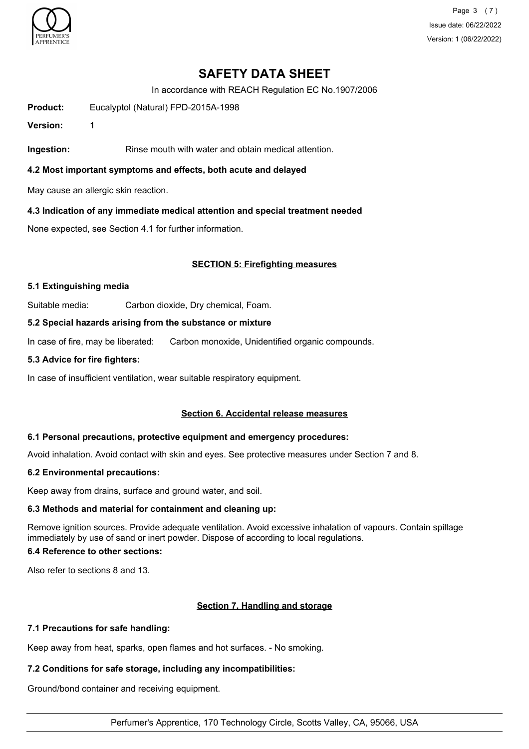**Ingestion:** Rinse mouth with water and obtain medical attention.

### 4.2 Most important symptoms and effects, both acute and delayed

May cause an allergic skin reaction.

### 4.3 Indication of any immediate medical attention and special treatment needed

None expected, see Section 4.1 for further information.

## SECTION 5: Firefighting measures

### 5.1 Extinguishing media

Suitable media: Carbon dioxide, Dry chemical, Foam.

### 5.2 Special hazards arising from the substance or mixture

In case of fire, may be liberated: Carbon monoxide, Unidentified organic compounds.

### 5.3 Advice for fire fighters:

In case of insufficient ventilation, wear suitable respiratory equipment.

## Section 6. Accidental release measures

### 6.1 Personal precautions, protective equipment and emergency procedures:

Avoid inhalation. Avoid contact with skin and eyes. See protective measures under Section 7 and 8.

### 6.2 Environmental precautions:

Keep away from drains, surface and ground water, and soil.

### 6.3 Methods and material for containment and cleaning up:

Remove ignition sources. Provide adequate ventilation. Avoid excessive inhalation of vapours. Contain spillage immediately by use of sand or inert powder. Dispose of according to local regulations.

### 6.4 Reference to other sections:

Also refer to sections 8 and 13.

## Section 7. Handling and storage

### 7.1 Precautions for safe handling:

Keep away from heat, sparks, open flames and hot surfaces. - No smoking.

### 7.2 Conditions for safe storage, including any incompatibilities:

Ground/bond container and receiving equipment.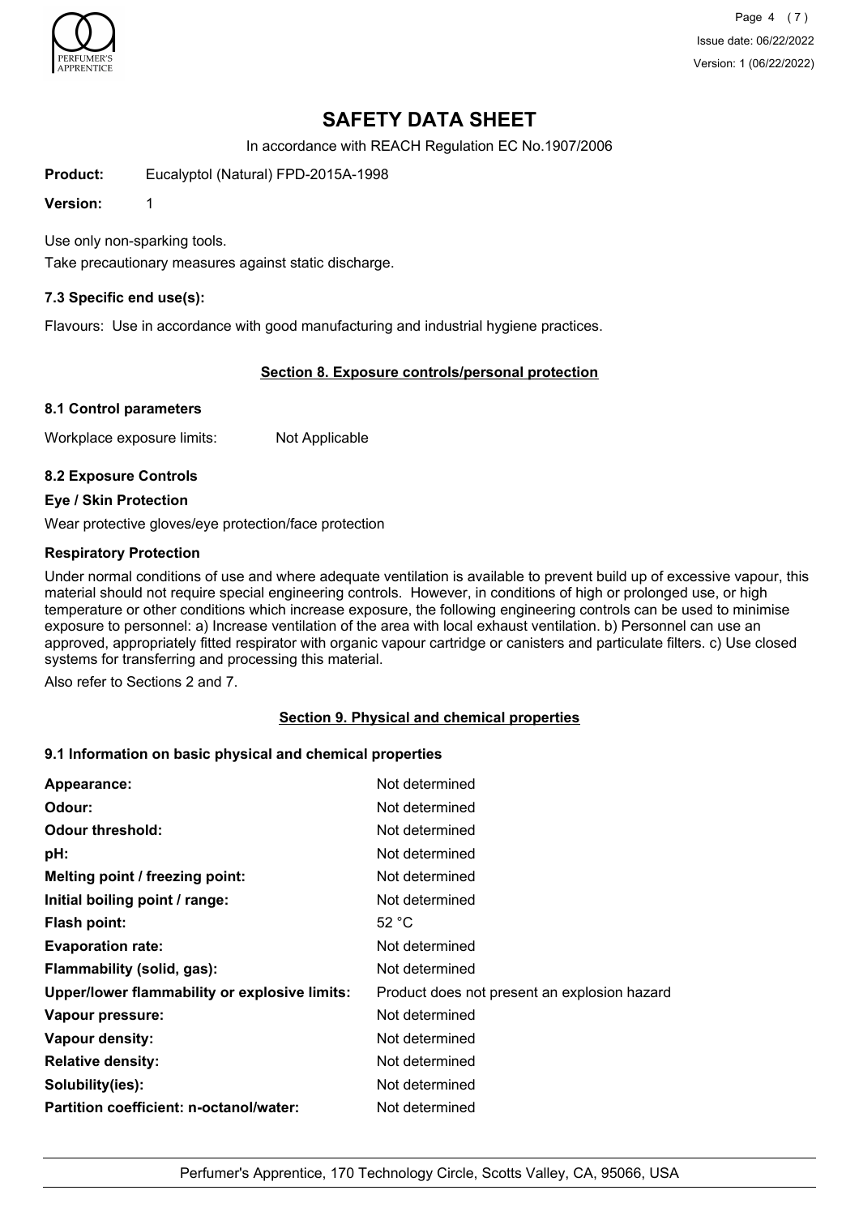# SAFETY DATA SHEET

In accordance with REACH Regulation EC No.1907/2006

**Product:** Eucalyptol (Natural) FPD-2015A-1998

**Version:** 1

Use only non-sparking tools.

Take precautionary measures against static discharge.

### 7.3 Specific end use(s):

Flavours: Use in accordance with good manufacturing and industrial hygiene practices.

## Section 8. Exposure controls/personal protection

### 8.1 Control parameters

Workplace exposure limits: Not Applicable

### 8.2 Exposure Controls

**Eye / Skin Protection**

Wear protective gloves/eye protection/face protection

**Respiratory Protection**

Under normal conditions of use and where adequate ventilation is available to prevent build up of excessive vapour, this material should not require special engineering controls. However, in conditions of high or prolonged use, or high temperature or other conditions which increase exposure, the following engineering controls can be used to minimise exposure to personnel: a) Increase ventilation of the area with local exhaust ventilation. b) Personnel can use an approved, appropriately fitted respirator with organic vapour cartridge or canisters and particulate filters. c) Use closed systems for transferring and processing this material.

Also refer to Sections 2 and 7.

## Section 9. Physical and chemical properties

### 9.1 Information on basic physical and chemical properties

| | |
|---|---|
| **Appearance:** | Not determined |
| **Odour:** | Not determined |
| **Odour threshold:** | Not determined |
| **pH:** | Not determined |
| **Melting point / freezing point:** | Not determined |
| **Initial boiling point / range:** | Not determined |
| **Flash point:** | 52 °C |
| **Evaporation rate:** | Not determined |
| **Flammability (solid, gas):** | Not determined |
| **Upper/lower flammability or explosive limits:** | Product does not present an explosion hazard |
| **Vapour pressure:** | Not determined |
| **Vapour density:** | Not determined |
| **Relative density:** | Not determined |
| **Solubility(ies):** | Not determined |
| **Partition coefficient: n-octanol/water:** | Not determined |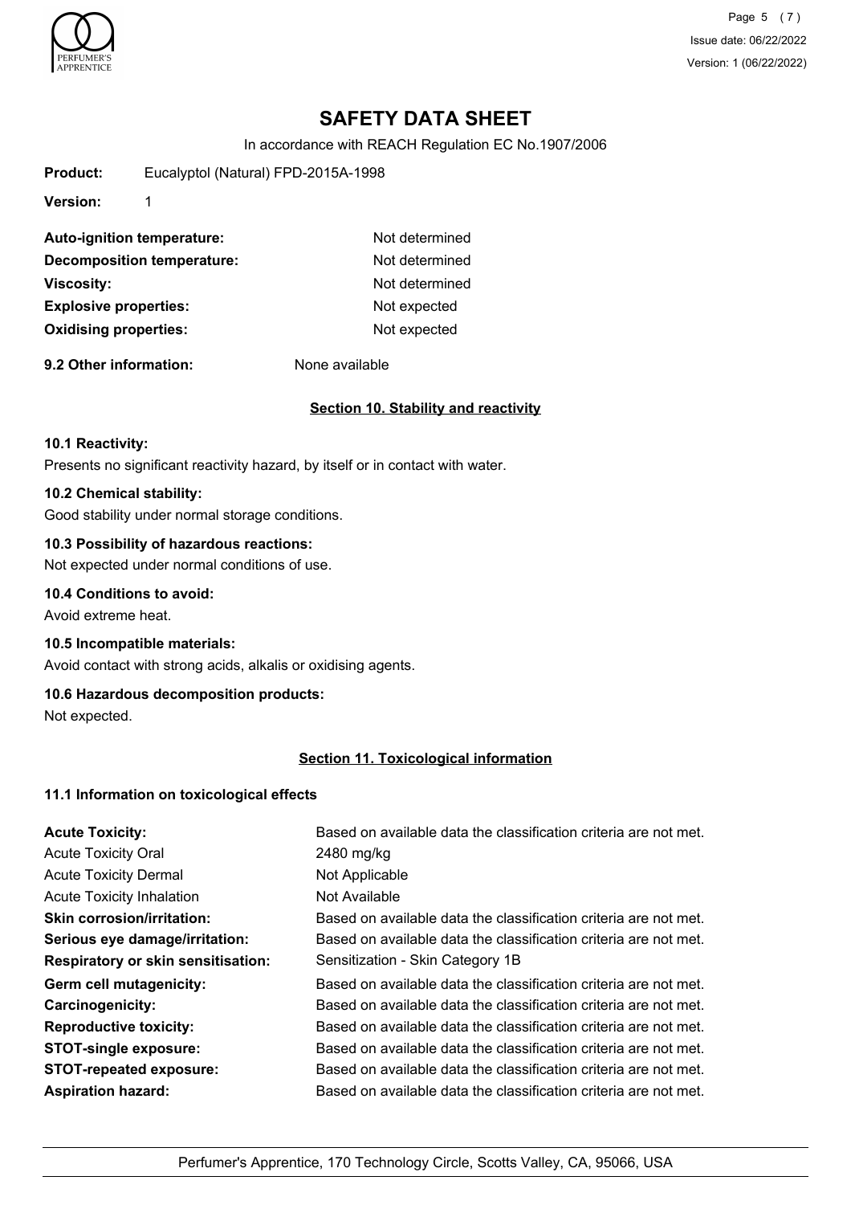# SAFETY DATA SHEET

In accordance with REACH Regulation EC No.1907/2006

**Product:** Eucalyptol (Natural) FPD-2015A-1998

**Version:** 1

| | |
|---|---|
| **Auto-ignition temperature:** | Not determined |
| **Decomposition temperature:** | Not determined |
| **Viscosity:** | Not determined |
| **Explosive properties:** | Not expected |
| **Oxidising properties:** | Not expected |

**9.2 Other information:** None available

## Section 10. Stability and reactivity

**10.1 Reactivity:**

Presents no significant reactivity hazard, by itself or in contact with water.

**10.2 Chemical stability:**

Good stability under normal storage conditions.

**10.3 Possibility of hazardous reactions:**

Not expected under normal conditions of use.

**10.4 Conditions to avoid:**

Avoid extreme heat.

**10.5 Incompatible materials:**

Avoid contact with strong acids, alkalis or oxidising agents.

**10.6 Hazardous decomposition products:**

Not expected.

## Section 11. Toxicological information

**11.1 Information on toxicological effects**

| | |
|---|---|
| **Acute Toxicity:** | Based on available data the classification criteria are not met. |
| Acute Toxicity Oral | 2480 mg/kg |
| Acute Toxicity Dermal | Not Applicable |
| Acute Toxicity Inhalation | Not Available |
| **Skin corrosion/irritation:** | Based on available data the classification criteria are not met. |
| **Serious eye damage/irritation:** | Based on available data the classification criteria are not met. |
| **Respiratory or skin sensitisation:** | Sensitization - Skin Category 1B |
| **Germ cell mutagenicity:** | Based on available data the classification criteria are not met. |
| **Carcinogenicity:** | Based on available data the classification criteria are not met. |
| **Reproductive toxicity:** | Based on available data the classification criteria are not met. |
| **STOT-single exposure:** | Based on available data the classification criteria are not met. |
| **STOT-repeated exposure:** | Based on available data the classification criteria are not met. |
| **Aspiration hazard:** | Based on available data the classification criteria are not met. |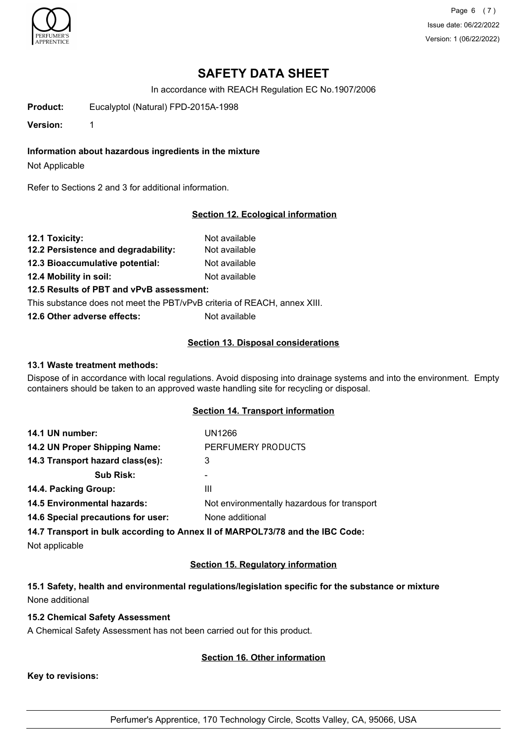# SAFETY DATA SHEET

In accordance with REACH Regulation EC No.1907/2006

**Product:** Eucalyptol (Natural) FPD-2015A-1998

**Version:** 1

**Information about hazardous ingredients in the mixture**

Not Applicable

Refer to Sections 2 and 3 for additional information.

## Section 12. Ecological information

**12.1 Toxicity:** Not available

**12.2 Persistence and degradability:** Not available

**12.3 Bioaccumulative potential:** Not available

**12.4 Mobility in soil:** Not available

**12.5 Results of PBT and vPvB assessment:**

This substance does not meet the PBT/vPvB criteria of REACH, annex XIII.

**12.6 Other adverse effects:** Not available

## Section 13. Disposal considerations

**13.1 Waste treatment methods:**

Dispose of in accordance with local regulations. Avoid disposing into drainage systems and into the environment. Empty containers should be taken to an approved waste handling site for recycling or disposal.

## Section 14. Transport information

**14.1 UN number:** UN1266

**14.2 UN Proper Shipping Name:** PERFUMERY PRODUCTS

**14.3 Transport hazard class(es):** 3

**Sub Risk:** -

**14.4. Packing Group:** III

**14.5 Environmental hazards:** Not environmentally hazardous for transport

**14.6 Special precautions for user:** None additional

**14.7 Transport in bulk according to Annex II of MARPOL73/78 and the IBC Code:**

Not applicable

## Section 15. Regulatory information

**15.1 Safety, health and environmental regulations/legislation specific for the substance or mixture**

None additional

**15.2 Chemical Safety Assessment**

A Chemical Safety Assessment has not been carried out for this product.

## Section 16. Other information

**Key to revisions:**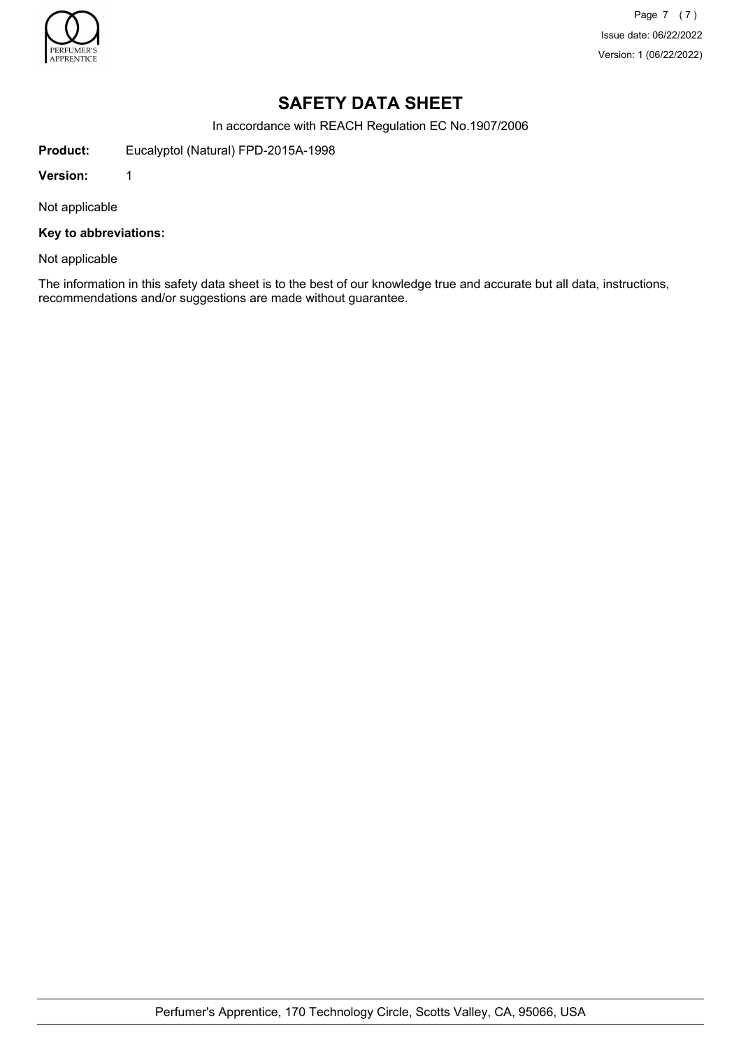# SAFETY DATA SHEET

In accordance with REACH Regulation EC No.1907/2006

**Product:** Eucalyptol (Natural) FPD-2015A-1998

**Version:** 1

Not applicable

**Key to abbreviations:**

Not applicable

The information in this safety data sheet is to the best of our knowledge true and accurate but all data, instructions, recommendations and/or suggestions are made without guarantee.